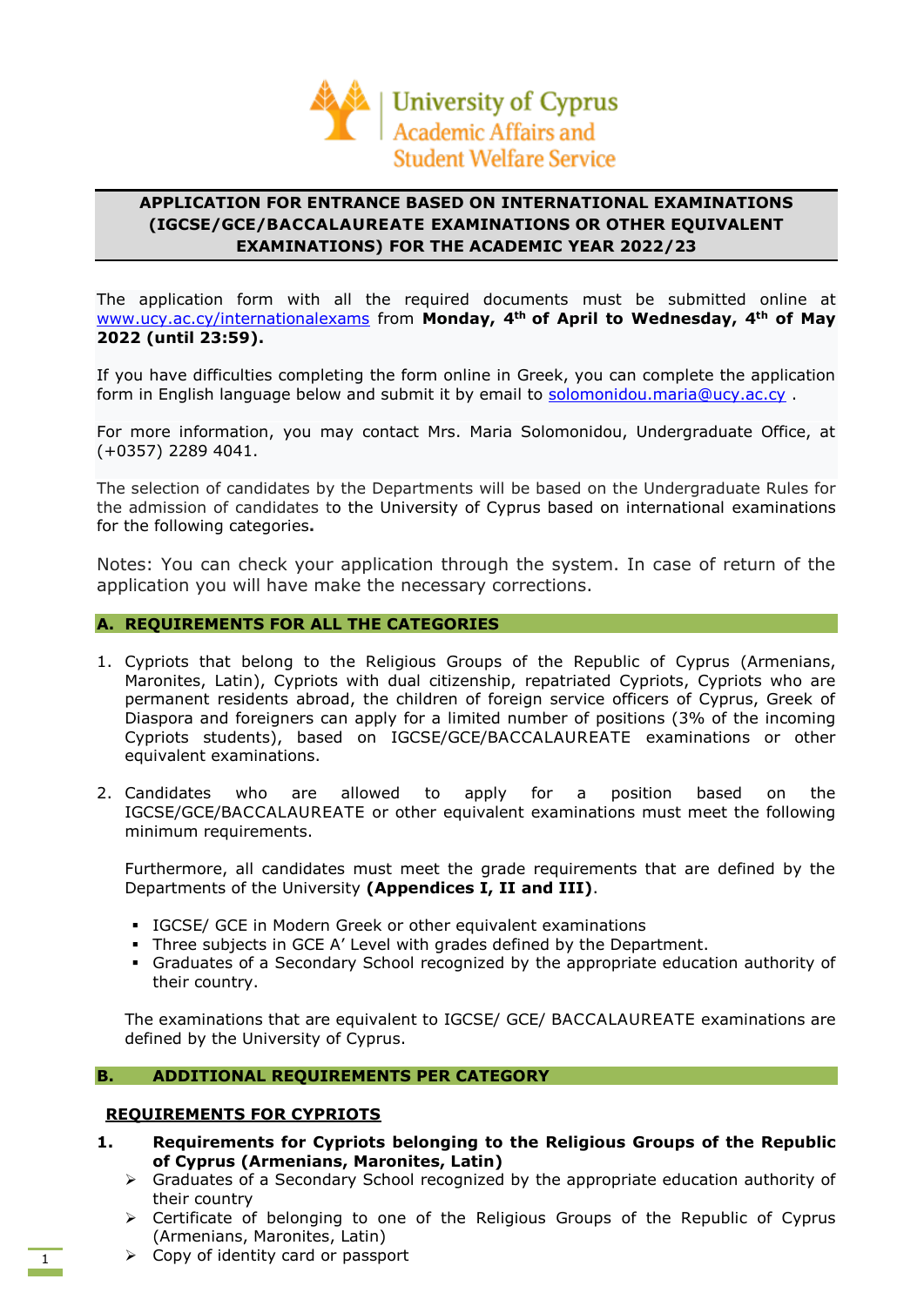University of Cyprus
Academic Affairs and Student Welfare Service

# APPLICATION FOR ENTRANCE BASED ON INTERNATIONAL EXAMINATIONS (IGCSE/GCE/BACCALAUREATE EXAMINATIONS OR OTHER EQUIVALENT EXAMINATIONS) FOR THE ACADEMIC YEAR 2022/23

The application form with all the required documents must be submitted online at www.ucy.ac.cy/internationalexams from **Monday, 4th of April to Wednesday, 4th of May 2022 (until 23:59).**

If you have difficulties completing the form online in Greek, you can complete the application form in English language below and submit it by email to solomonidou.maria@ucy.ac.cy .

For more information, you may contact Mrs. Maria Solomonidou, Undergraduate Office, at (+0357) 2289 4041.

The selection of candidates by the Departments will be based on the Undergraduate Rules for the admission of candidates to the University of Cyprus based on international examinations for the following categories**.**

Notes: You can check your application through the system. In case of return of the application you will have make the necessary corrections.

## A. REQUIREMENTS FOR ALL THE CATEGORIES

1. Cypriots that belong to the Religious Groups of the Republic of Cyprus (Armenians, Maronites, Latin), Cypriots with dual citizenship, repatriated Cypriots, Cypriots who are permanent residents abroad, the children of foreign service officers of Cyprus, Greek of Diaspora and foreigners can apply for a limited number of positions (3% of the incoming Cypriots students), based on IGCSE/GCE/BACCALAUREATE examinations or other equivalent examinations.

2. Candidates who are allowed to apply for a position based on the IGCSE/GCE/BACCALAUREATE or other equivalent examinations must meet the following minimum requirements.

   Furthermore, all candidates must meet the grade requirements that are defined by the Departments of the University **(Appendices I, II and III)**.

   - IGCSE/ GCE in Modern Greek or other equivalent examinations
   - Three subjects in GCE A' Level with grades defined by the Department.
   - Graduates of a Secondary School recognized by the appropriate education authority of their country.

   The examinations that are equivalent to IGCSE/ GCE/ BACCALAUREATE examinations are defined by the University of Cyprus.

## B. ADDITIONAL REQUIREMENTS PER CATEGORY

### REQUIREMENTS FOR CYPRIOTS

**1. Requirements for Cypriots belonging to the Religious Groups of the Republic of Cyprus (Armenians, Maronites, Latin)**

- Graduates of a Secondary School recognized by the appropriate education authority of their country
- Certificate of belonging to one of the Religious Groups of the Republic of Cyprus (Armenians, Maronites, Latin)
- Copy of identity card or passport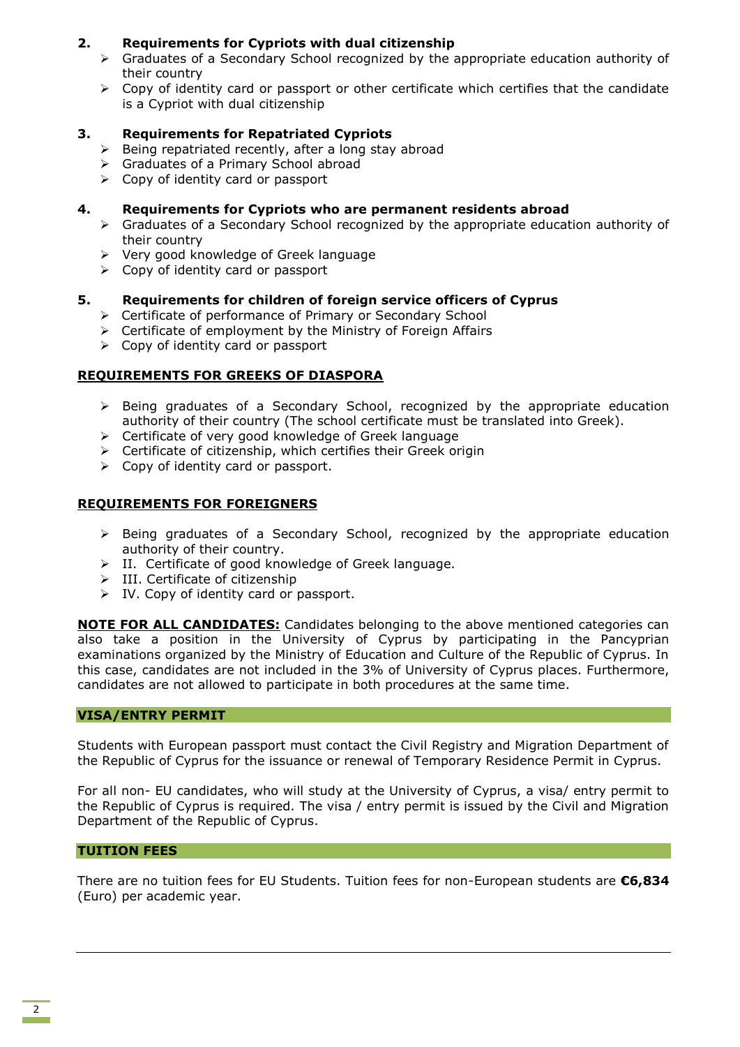**2. Requirements for Cypriots with dual citizenship**

- Graduates of a Secondary School recognized by the appropriate education authority of their country
- Copy of identity card or passport or other certificate which certifies that the candidate is a Cypriot with dual citizenship

**3. Requirements for Repatriated Cypriots**

- Being repatriated recently, after a long stay abroad
- Graduates of a Primary School abroad
- Copy of identity card or passport

**4. Requirements for Cypriots who are permanent residents abroad**

- Graduates of a Secondary School recognized by the appropriate education authority of their country
- Very good knowledge of Greek language
- Copy of identity card or passport

**5. Requirements for children of foreign service officers of Cyprus**

- Certificate of performance of Primary or Secondary School
- Certificate of employment by the Ministry of Foreign Affairs
- Copy of identity card or passport

**REQUIREMENTS FOR GREEKS OF DIASPORA**

- Being graduates of a Secondary School, recognized by the appropriate education authority of their country (The school certificate must be translated into Greek).
- Certificate of very good knowledge of Greek language
- Certificate of citizenship, which certifies their Greek origin
- Copy of identity card or passport.

**REQUIREMENTS FOR FOREIGNERS**

- Being graduates of a Secondary School, recognized by the appropriate education authority of their country.
- II. Certificate of good knowledge of Greek language.
- III. Certificate of citizenship
- IV. Copy of identity card or passport.

**NOTE FOR ALL CANDIDATES:** Candidates belonging to the above mentioned categories can also take a position in the University of Cyprus by participating in the Pancyprian examinations organized by the Ministry of Education and Culture of the Republic of Cyprus. In this case, candidates are not included in the 3% of University of Cyprus places. Furthermore, candidates are not allowed to participate in both procedures at the same time.

## VISA/ENTRY PERMIT

Students with European passport must contact the Civil Registry and Migration Department of the Republic of Cyprus for the issuance or renewal of Temporary Residence Permit in Cyprus.

For all non- EU candidates, who will study at the University of Cyprus, a visa/ entry permit to the Republic of Cyprus is required. The visa / entry permit is issued by the Civil and Migration Department of the Republic of Cyprus.

## TUITION FEES

There are no tuition fees for EU Students. Tuition fees for non-European students are **€6,834** (Euro) per academic year.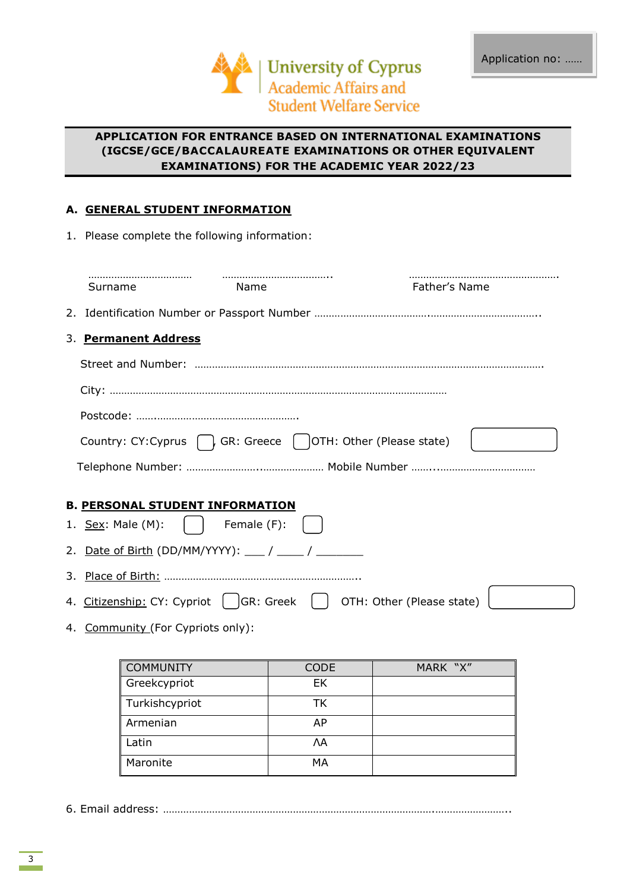Application no: ……

University of Cyprus
Academic Affairs and
Student Welfare Service

**APPLICATION FOR ENTRANCE BASED ON INTERNATIONAL EXAMINATIONS (IGCSE/GCE/BACCALAUREATE EXAMINATIONS OR OTHER EQUIVALENT EXAMINATIONS) FOR THE ACADEMIC YEAR 2022/23**

## A. GENERAL STUDENT INFORMATION

1. Please complete the following information:

……………………………… ……………………………….. ……………………………………………

Surname Name Father's Name

2. Identification Number or Passport Number ………………………………………………………………..

3. **Permanent Address**

Street and Number: …………………………………………………………………………………………………

City: ……………………………………………………………………………………………………

Postcode: …….…………………………………………….

Country: CY:Cyprus ☐ GR: Greece ☐ OTH: Other (Please state) ☐

Telephone Number: ……………………..………………… Mobile Number ……..……………………………

## B. PERSONAL STUDENT INFORMATION

1. Sex: Male (M): ☐ Female (F): ☐
2. Date of Birth (DD/MM/YYYY): ___ / ____ / _______
3. Place of Birth: …………………………………………………………..
4. Citizenship: CY: Cypriot ☐ GR: Greek ☐ OTH: Other (Please state) ☐
4. Community (For Cypriots only):

| COMMUNITY | CODE | MARK "X" |
|---|---|---|
| Greekcypriot | EK | |
| Turkishcypriot | TK | |
| Armenian | AP | |
| Latin | ΛΑ | |
| Maronite | MA | |

6. Email address: …………………………………………………………………………………………………..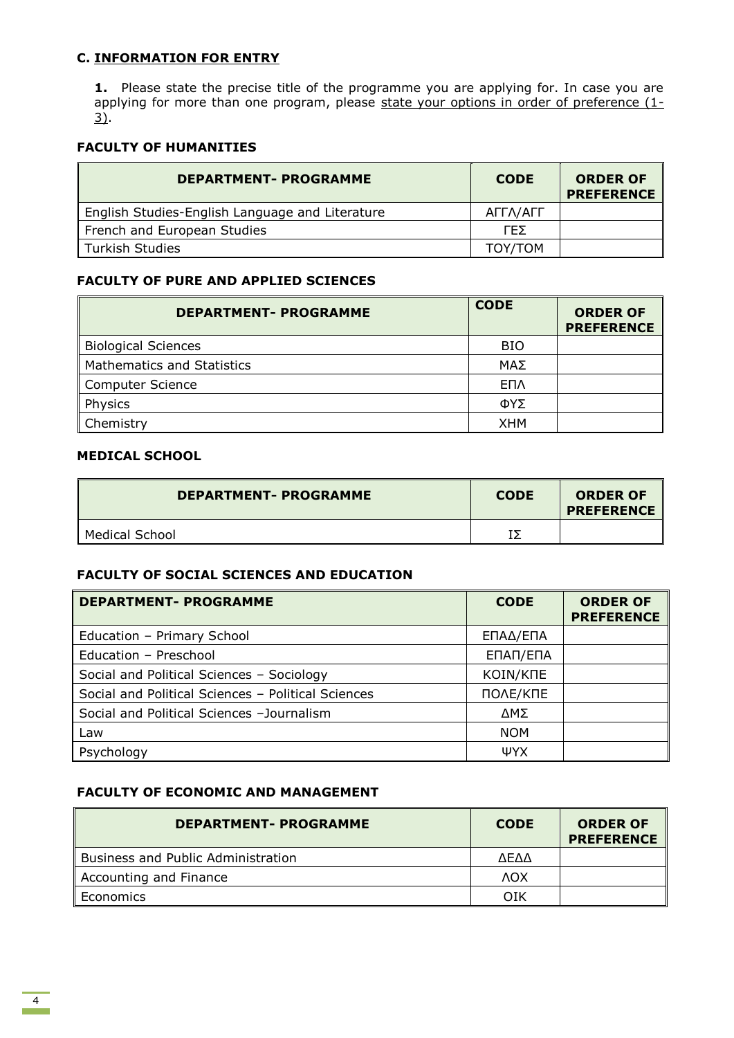## C. INFORMATION FOR ENTRY

**1.** Please state the precise title of the programme you are applying for. In case you are applying for more than one program, please state your options in order of preference (1-3).

### FACULTY OF HUMANITIES

| DEPARTMENT- PROGRAMME | CODE | ORDER OF PREFERENCE |
|---|---|---|
| English Studies-English Language and Literature | ΑΓΓΛ/ΑΓΓ | |
| French and European Studies | ΓΕΣ | |
| Turkish Studies | ΤΟΥ/ΤΟΜ | |

### FACULTY OF PURE AND APPLIED SCIENCES

| DEPARTMENT- PROGRAMME | CODE | ORDER OF PREFERENCE |
|---|---|---|
| Biological Sciences | ΒΙΟ | |
| Mathematics and Statistics | ΜΑΣ | |
| Computer Science | ΕΠΛ | |
| Physics | ΦΥΣ | |
| Chemistry | ΧΗΜ | |

### MEDICAL SCHOOL

| DEPARTMENT- PROGRAMME | CODE | ORDER OF PREFERENCE |
|---|---|---|
| Medical School | ΙΣ | |

### FACULTY OF SOCIAL SCIENCES AND EDUCATION

| DEPARTMENT- PROGRAMME | CODE | ORDER OF PREFERENCE |
|---|---|---|
| Education – Primary School | ΕΠΑΔ/ΕΠΑ | |
| Education – Preschool | ΕΠΑΠ/ΕΠΑ | |
| Social and Political Sciences – Sociology | ΚΟΙΝ/ΚΠΕ | |
| Social and Political Sciences – Political Sciences | ΠΟΛΕ/ΚΠΕ | |
| Social and Political Sciences –Journalism | ΔΜΣ | |
| Law | ΝΟΜ | |
| Psychology | ΨΥΧ | |

### FACULTY OF ECONOMIC AND MANAGEMENT

| DEPARTMENT- PROGRAMME | CODE | ORDER OF PREFERENCE |
|---|---|---|
| Business and Public Administration | ΔΕΔΔ | |
| Accounting and Finance | ΛΟΧ | |
| Economics | ΟΙΚ | |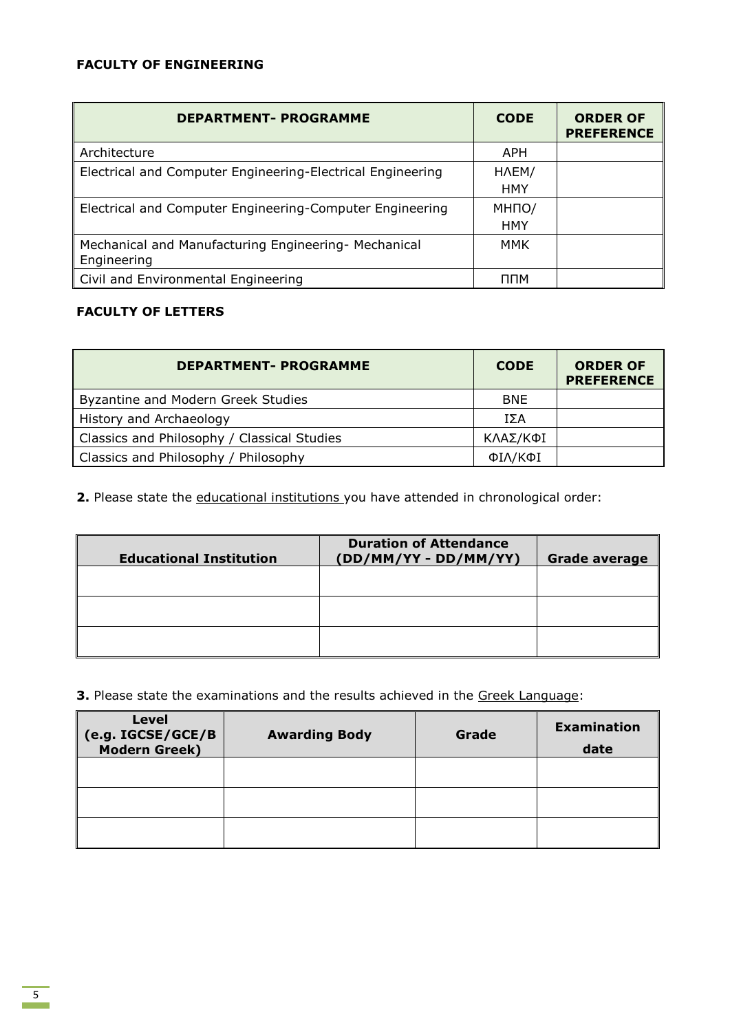**FACULTY OF ENGINEERING**

| DEPARTMENT- PROGRAMME | CODE | ORDER OF PREFERENCE |
|---|---|---|
| Architecture | ΑΡΗ | |
| Electrical and Computer Engineering-Electrical Engineering | ΗΛΕΜ/ ΗΜΥ | |
| Electrical and Computer Engineering-Computer Engineering | ΜΗΠΟ/ ΗΜΥ | |
| Mechanical and Manufacturing Engineering- Mechanical Engineering | ΜΜΚ | |
| Civil and Environmental Engineering | ΠΠΜ | |

**FACULTY OF LETTERS**

| DEPARTMENT- PROGRAMME | CODE | ORDER OF PREFERENCE |
|---|---|---|
| Byzantine and Modern Greek Studies | ΒΝΕ | |
| History and Archaeology | ΙΣΑ | |
| Classics and Philosophy / Classical Studies | ΚΛΑΣ/ΚΦΙ | |
| Classics and Philosophy / Philosophy | ΦΙΛ/ΚΦΙ | |

**2.** Please state the educational institutions you have attended in chronological order:

| Educational Institution | Duration of Attendance (DD/MM/YY - DD/MM/YY) | Grade average |
|---|---|---|
| | | |
| | | |
| | | |

**3.** Please state the examinations and the results achieved in the Greek Language:

| Level (e.g. IGCSE/GCE/B Modern Greek) | Awarding Body | Grade | Examination date |
|---|---|---|---|
| | | | |
| | | | |
| | | | |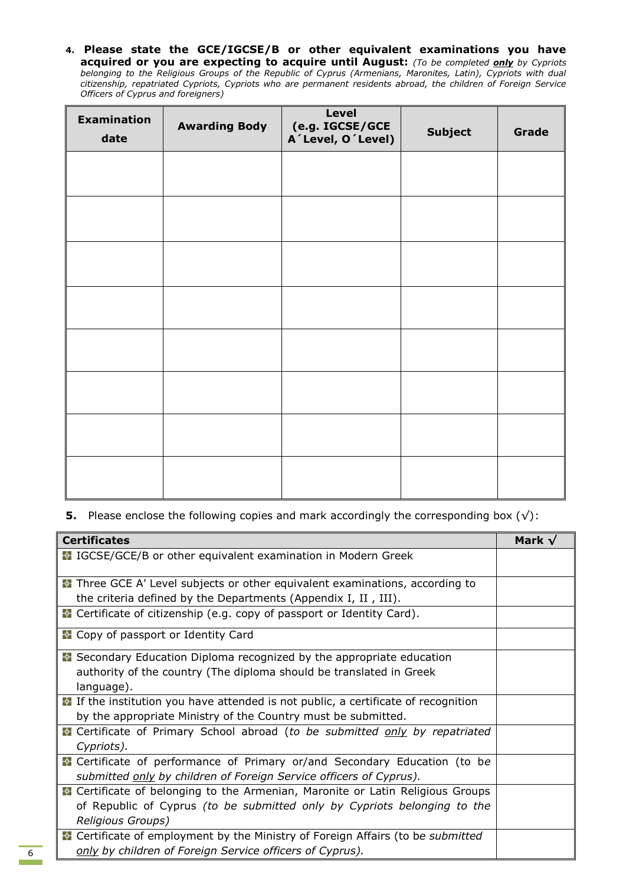4. **Please state the GCE/IGCSE/B or other equivalent examinations you have acquired or you are expecting to acquire until August:** *(To be completed* ***only*** *by Cypriots belonging to the Religious Groups of the Republic of Cyprus (Armenians, Maronites, Latin), Cypriots with dual citizenship, repatriated Cypriots, Cypriots who are permanent residents abroad, the children of Foreign Service Officers of Cyprus and foreigners)*

| Examination date | Awarding Body | Level (e.g. IGCSE/GCE A΄Level, O΄Level) | Subject | Grade |
|---|---|---|---|---|
| | | | | |
| | | | | |
| | | | | |
| | | | | |
| | | | | |
| | | | | |
| | | | | |
| | | | | |

5. Please enclose the following copies and mark accordingly the corresponding box (√):

| Certificates | Mark √ |
|---|---|
| IGCSE/GCE/B or other equivalent examination in Modern Greek | |
| Three GCE A' Level subjects or other equivalent examinations, according to the criteria defined by the Departments (Appendix I, II , III). | |
| Certificate of citizenship (e.g. copy of passport or Identity Card). | |
| Copy of passport or Identity Card | |
| Secondary Education Diploma recognized by the appropriate education authority of the country (The diploma should be translated in Greek language). | |
| If the institution you have attended is not public, a certificate of recognition by the appropriate Ministry of the Country must be submitted. | |
| Certificate of Primary School abroad (*to be submitted only by repatriated Cypriots).* | |
| Certificate of performance of Primary or/and Secondary Education (to be *submitted only by children of Foreign Service officers of Cyprus).* | |
| Certificate of belonging to the Armenian, Maronite or Latin Religious Groups of Republic of Cyprus *(to be submitted only by Cypriots belonging to the Religious Groups)* | |
| Certificate of employment by the Ministry of Foreign Affairs (to be *submitted only by children of Foreign Service officers of Cyprus).* | |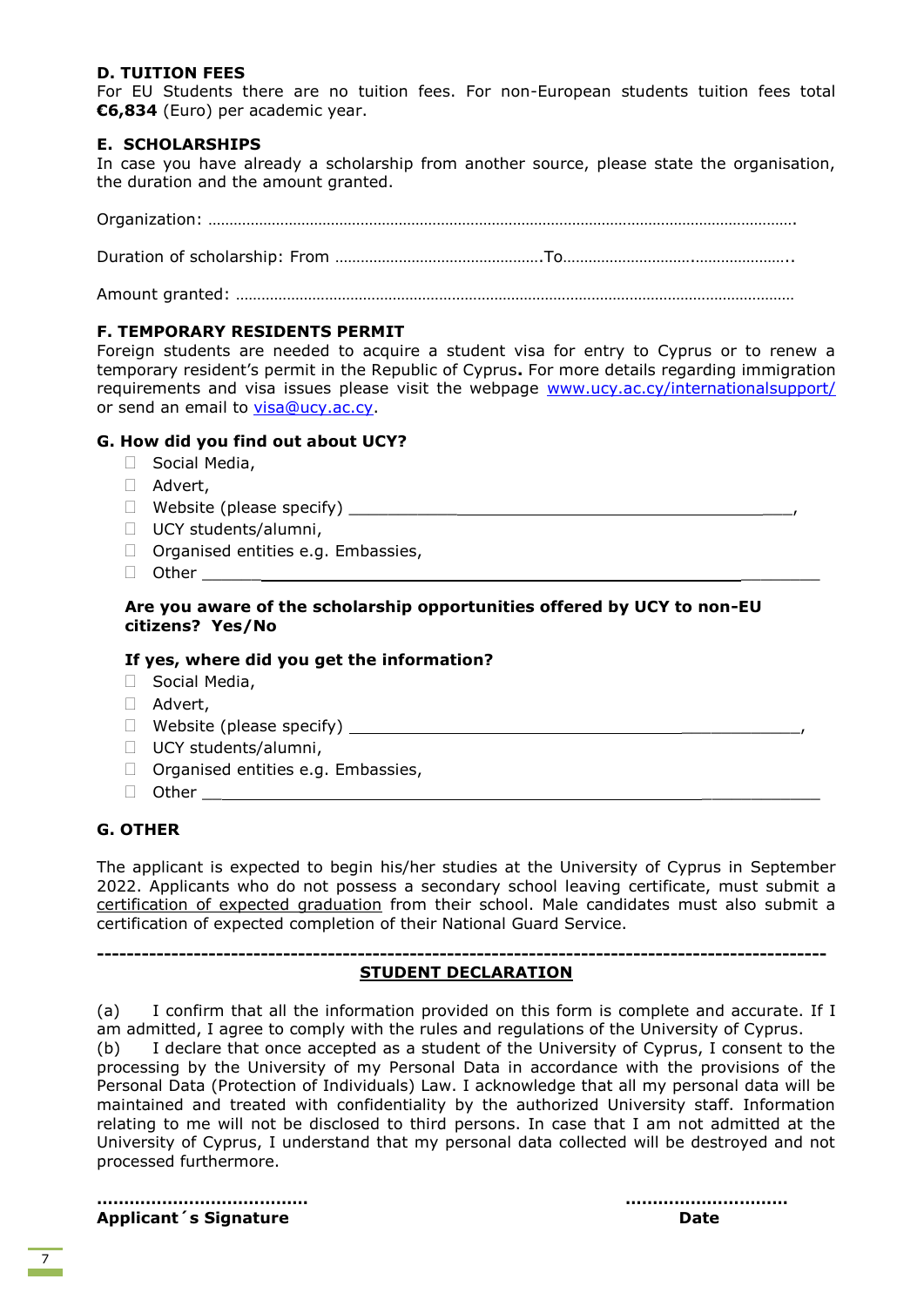### D. TUITION FEES

For EU Students there are no tuition fees. For non-European students tuition fees total **€6,834** (Euro) per academic year.

### E. SCHOLARSHIPS

In case you have already a scholarship from another source, please state the organisation, the duration and the amount granted.

Organization: …………………………………………………………………………………………………………………….

Duration of scholarship: From ………………………………………….To…………………………..…………………..

Amount granted: ……………………………………………………………………………………………………………………

### F. TEMPORARY RESIDENTS PERMIT

Foreign students are needed to acquire a student visa for entry to Cyprus or to renew a temporary resident's permit in the Republic of Cyprus**.** For more details regarding immigration requirements and visa issues please visit the webpage www.ucy.ac.cy/internationalsupport/ or send an email to visa@ucy.ac.cy.

### G. How did you find out about UCY?

- ☐ Social Media,
- ☐ Advert,
- ☐ Website (please specify) ________________________________________________,
- ☐ UCY students/alumni,
- ☐ Organised entities e.g. Embassies,
- ☐ Other ________________________________________________________________

**Are you aware of the scholarship opportunities offered by UCY to non-EU citizens? Yes/No**

**If yes, where did you get the information?**

- ☐ Social Media,
- ☐ Advert,
- ☐ Website (please specify) ________________________________________________,
- ☐ UCY students/alumni,
- ☐ Organised entities e.g. Embassies,
- ☐ Other ________________________________________________________________

### G. OTHER

The applicant is expected to begin his/her studies at the University of Cyprus in September 2022. Applicants who do not possess a secondary school leaving certificate, must submit a <u>certification of expected graduation</u> from their school. Male candidates must also submit a certification of expected completion of their National Guard Service.

---

**<u>STUDENT DECLARATION</u>**

(a) I confirm that all the information provided on this form is complete and accurate. If I am admitted, I agree to comply with the rules and regulations of the University of Cyprus.
(b) I declare that once accepted as a student of the University of Cyprus, I consent to the processing by the University of my Personal Data in accordance with the provisions of the Personal Data (Protection of Individuals) Law. I acknowledge that all my personal data will be maintained and treated with confidentiality by the authorized University staff. Information relating to me will not be disclosed to third persons. In case that I am not admitted at the University of Cyprus, I understand that my personal data collected will be destroyed and not processed furthermore.

……………………………… ………………………
**Applicant´s Signature** **Date**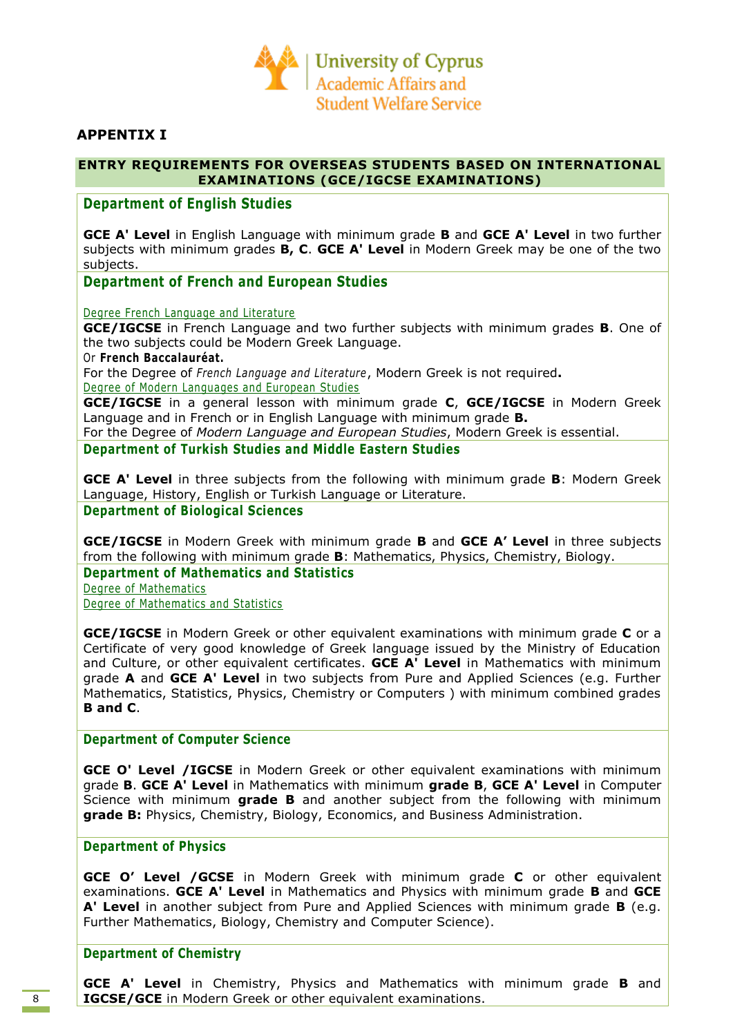University of Cyprus
Academic Affairs and
Student Welfare Service

# APPENTIX I

## ENTRY REQUIREMENTS FOR OVERSEAS STUDENTS BASED ON INTERNATIONAL EXAMINATIONS (GCE/IGCSE EXAMINATIONS)

### Department of English Studies

**GCE A' Level** in English Language with minimum grade **B** and **GCE A' Level** in two further subjects with minimum grades **B, C**. **GCE A' Level** in Modern Greek may be one of the two subjects.

### Department of French and European Studies

Degree French Language and Literature

**GCE/IGCSE** in French Language and two further subjects with minimum grades **B**. One of the two subjects could be Modern Greek Language.

Or **French Baccalauréat.**

For the Degree of *French Language and Literature*, Modern Greek is not required**.**

Degree of Modern Languages and European Studies

**GCE/IGCSE** in a general lesson with minimum grade **C**, **GCE/IGCSE** in Modern Greek Language and in French or in English Language with minimum grade **B.**

For the Degree of *Modern Language and European Studies*, Modern Greek is essential.

### Department of Turkish Studies and Middle Eastern Studies

**GCE A' Level** in three subjects from the following with minimum grade **B**: Modern Greek Language, History, English or Turkish Language or Literature.

### Department of Biological Sciences

**GCE/IGCSE** in Modern Greek with minimum grade **B** and **GCE A' Level** in three subjects from the following with minimum grade **B**: Mathematics, Physics, Chemistry, Biology.

### Department of Mathematics and Statistics

Degree of Mathematics

Degree of Mathematics and Statistics

**GCE/IGCSE** in Modern Greek or other equivalent examinations with minimum grade **C** or a Certificate of very good knowledge of Greek language issued by the Ministry of Education and Culture, or other equivalent certificates. **GCE A' Level** in Mathematics with minimum grade **A** and **GCE A' Level** in two subjects from Pure and Applied Sciences (e.g. Further Mathematics, Statistics, Physics, Chemistry or Computers ) with minimum combined grades **B and C**.

### Department of Computer Science

**GCE O' Level /IGCSE** in Modern Greek or other equivalent examinations with minimum grade **B**. **GCE A' Level** in Mathematics with minimum **grade B**, **GCE A' Level** in Computer Science with minimum **grade B** and another subject from the following with minimum **grade B:** Physics, Chemistry, Biology, Economics, and Business Administration.

### Department of Physics

**GCE O' Level /GCSE** in Modern Greek with minimum grade **C** or other equivalent examinations. **GCE A' Level** in Mathematics and Physics with minimum grade **B** and **GCE A' Level** in another subject from Pure and Applied Sciences with minimum grade **B** (e.g. Further Mathematics, Biology, Chemistry and Computer Science).

### Department of Chemistry

**GCE A' Level** in Chemistry, Physics and Mathematics with minimum grade **B** and **IGCSE/GCE** in Modern Greek or other equivalent examinations.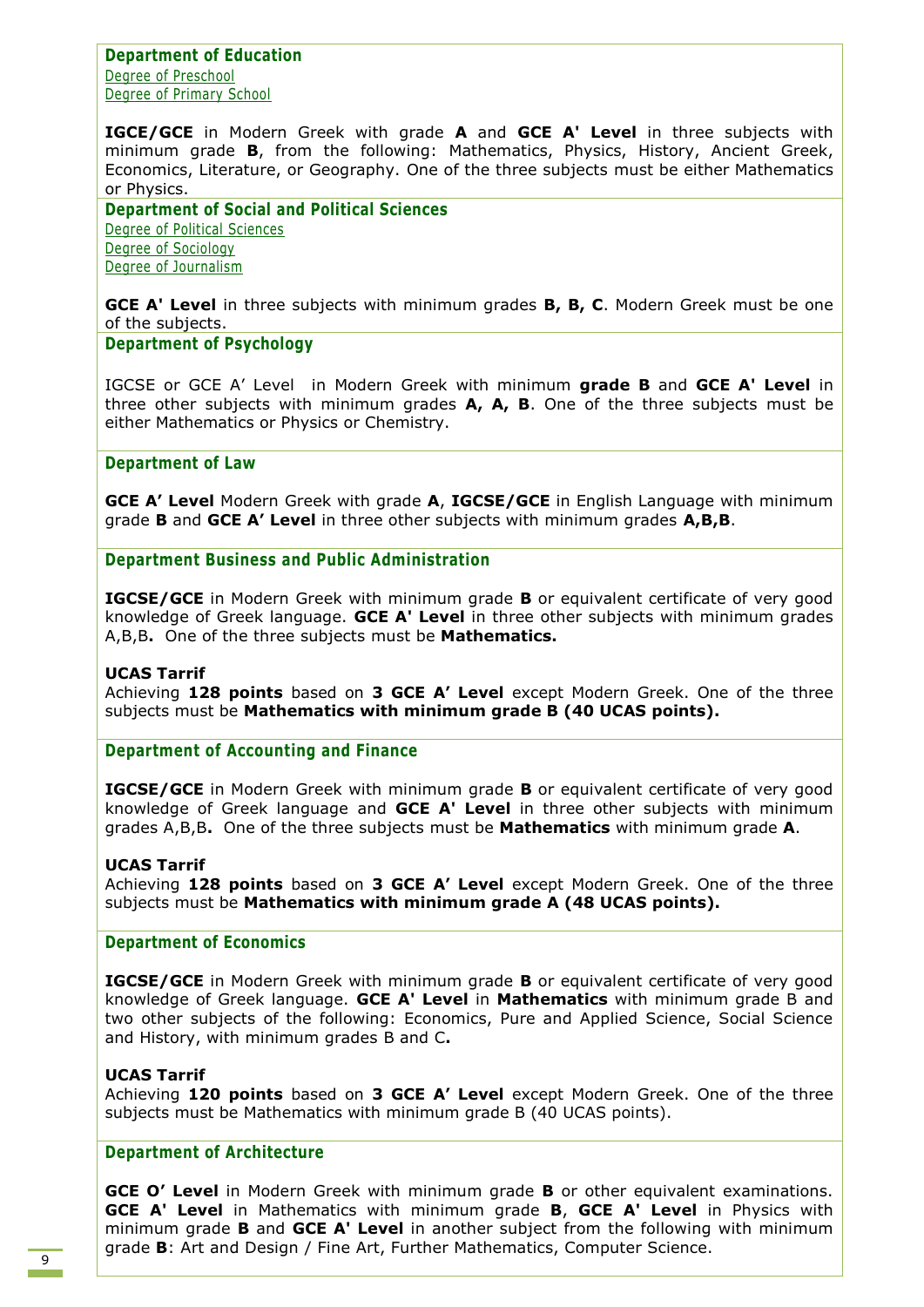### Department of Education

Degree of Preschool
Degree of Primary School

**IGCE/GCE** in Modern Greek with grade **A** and **GCE A' Level** in three subjects with minimum grade **B**, from the following: Mathematics, Physics, History, Ancient Greek, Economics, Literature, or Geography. One of the three subjects must be either Mathematics or Physics.

### Department of Social and Political Sciences

Degree of Political Sciences
Degree of Sociology
Degree of Journalism

**GCE A' Level** in three subjects with minimum grades **B, B, C**. Modern Greek must be one of the subjects.

### Department of Psychology

IGCSE or GCE A' Level in Modern Greek with minimum **grade B** and **GCE A' Level** in three other subjects with minimum grades **A, A, B**. One of the three subjects must be either Mathematics or Physics or Chemistry.

### Department of Law

**GCE A' Level** Modern Greek with grade **A**, **IGCSE/GCE** in English Language with minimum grade **B** and **GCE A' Level** in three other subjects with minimum grades **A,B,B**.

### Department Business and Public Administration

**IGCSE/GCE** in Modern Greek with minimum grade **B** or equivalent certificate of very good knowledge of Greek language. **GCE A' Level** in three other subjects with minimum grades A,B,B**.** One of the three subjects must be **Mathematics.**

**UCAS Tarrif**
Achieving **128 points** based on **3 GCE A' Level** except Modern Greek. One of the three subjects must be **Mathematics with minimum grade B (40 UCAS points).**

### Department of Accounting and Finance

**IGCSE/GCE** in Modern Greek with minimum grade **B** or equivalent certificate of very good knowledge of Greek language and **GCE A' Level** in three other subjects with minimum grades A,B,B**.** One of the three subjects must be **Mathematics** with minimum grade **A**.

**UCAS Tarrif**
Achieving **128 points** based on **3 GCE A' Level** except Modern Greek. One of the three subjects must be **Mathematics with minimum grade A (48 UCAS points).**

### Department of Economics

**IGCSE/GCE** in Modern Greek with minimum grade **B** or equivalent certificate of very good knowledge of Greek language. **GCE A' Level** in **Mathematics** with minimum grade B and two other subjects of the following: Economics, Pure and Applied Science, Social Science and History, with minimum grades B and C**.**

**UCAS Tarrif**
Achieving **120 points** based on **3 GCE A' Level** except Modern Greek. One of the three subjects must be Mathematics with minimum grade B (40 UCAS points).

### Department of Architecture

**GCE O' Level** in Modern Greek with minimum grade **B** or other equivalent examinations. **GCE A' Level** in Mathematics with minimum grade **B**, **GCE A' Level** in Physics with minimum grade **B** and **GCE A' Level** in another subject from the following with minimum grade **B**: Art and Design / Fine Art, Further Mathematics, Computer Science.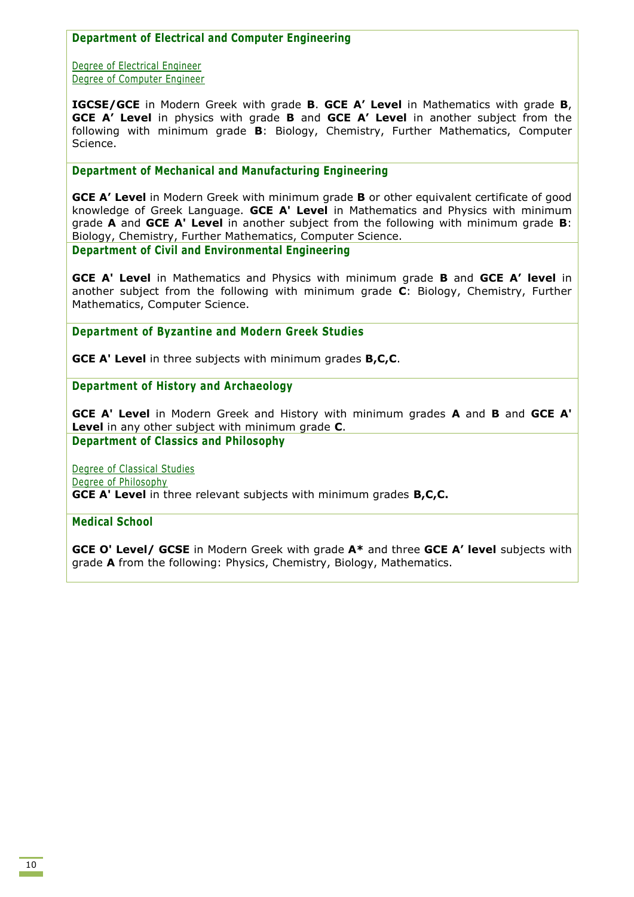### Department of Electrical and Computer Engineering

Degree of Electrical Engineer
Degree of Computer Engineer

**IGCSE/GCE** in Modern Greek with grade **B**. **GCE A' Level** in Mathematics with grade **B**, **GCE A' Level** in physics with grade **B** and **GCE A' Level** in another subject from the following with minimum grade **B**: Biology, Chemistry, Further Mathematics, Computer Science.

### Department of Mechanical and Manufacturing Engineering

**GCE A' Level** in Modern Greek with minimum grade **B** or other equivalent certificate of good knowledge of Greek Language. **GCE A' Level** in Mathematics and Physics with minimum grade **A** and **GCE A' Level** in another subject from the following with minimum grade **B**: Biology, Chemistry, Further Mathematics, Computer Science.

### Department of Civil and Environmental Engineering

**GCE A' Level** in Mathematics and Physics with minimum grade **B** and **GCE A' level** in another subject from the following with minimum grade **C**: Biology, Chemistry, Further Mathematics, Computer Science.

### Department of Byzantine and Modern Greek Studies

**GCE A' Level** in three subjects with minimum grades **B,C,C**.

### Department of History and Archaeology

**GCE A' Level** in Modern Greek and History with minimum grades **A** and **B** and **GCE A' Level** in any other subject with minimum grade **C**.

### Department of Classics and Philosophy

Degree of Classical Studies
Degree of Philosophy
**GCE A' Level** in three relevant subjects with minimum grades **B,C,C.**

### Medical School

**GCE O' Level/ GCSE** in Modern Greek with grade **A*** and three **GCE A' level** subjects with grade **A** from the following: Physics, Chemistry, Biology, Mathematics.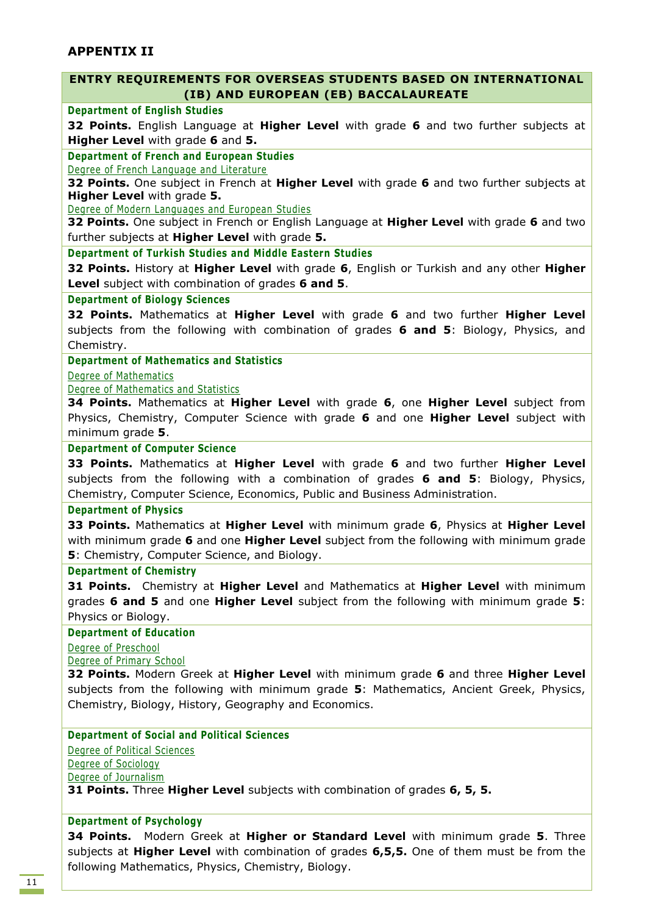## APPENTIX II

### ENTRY REQUIREMENTS FOR OVERSEAS STUDENTS BASED ON INTERNATIONAL (IB) AND EUROPEAN (EB) BACCALAUREATE

**Department of English Studies**

**32 Points.** English Language at **Higher Level** with grade **6** and two further subjects at **Higher Level** with grade **6** and **5.**

**Department of French and European Studies**

Degree of French Language and Literature

**32 Points.** One subject in French at **Higher Level** with grade **6** and two further subjects at **Higher Level** with grade **5.**

Degree of Modern Languages and European Studies

**32 Points.** One subject in French or English Language at **Higher Level** with grade **6** and two further subjects at **Higher Level** with grade **5.**

**Department of Turkish Studies and Middle Eastern Studies**

**32 Points.** History at **Higher Level** with grade **6**, English or Turkish and any other **Higher Level** subject with combination of grades **6 and 5**.

**Department of Biology Sciences**

**32 Points.** Mathematics at **Higher Level** with grade **6** and two further **Higher Level** subjects from the following with combination of grades **6 and 5**: Biology, Physics, and Chemistry.

**Department of Mathematics and Statistics**

Degree of Mathematics

Degree of Mathematics and Statistics

**34 Points.** Mathematics at **Higher Level** with grade **6**, one **Higher Level** subject from Physics, Chemistry, Computer Science with grade **6** and one **Higher Level** subject with minimum grade **5**.

**Department of Computer Science**

**33 Points.** Mathematics at **Higher Level** with grade **6** and two further **Higher Level** subjects from the following with a combination of grades **6 and 5**: Biology, Physics, Chemistry, Computer Science, Economics, Public and Business Administration.

**Department of Physics**

**33 Points.** Mathematics at **Higher Level** with minimum grade **6**, Physics at **Higher Level** with minimum grade **6** and one **Higher Level** subject from the following with minimum grade **5**: Chemistry, Computer Science, and Biology.

**Department of Chemistry**

**31 Points.** Chemistry at **Higher Level** and Mathematics at **Higher Level** with minimum grades **6 and 5** and one **Higher Level** subject from the following with minimum grade **5**: Physics or Biology.

**Department of Education**

Degree of Preschool

Degree of Primary School

**32 Points.** Modern Greek at **Higher Level** with minimum grade **6** and three **Higher Level** subjects from the following with minimum grade **5**: Mathematics, Ancient Greek, Physics, Chemistry, Biology, History, Geography and Economics.

**Department of Social and Political Sciences**

Degree of Political Sciences

Degree of Sociology

Degree of Journalism

**31 Points.** Three **Higher Level** subjects with combination of grades **6, 5, 5.**

**Department of Psychology**

**34 Points.** Modern Greek at **Higher or Standard Level** with minimum grade **5**. Three subjects at **Higher Level** with combination of grades **6,5,5.** One of them must be from the following Mathematics, Physics, Chemistry, Biology.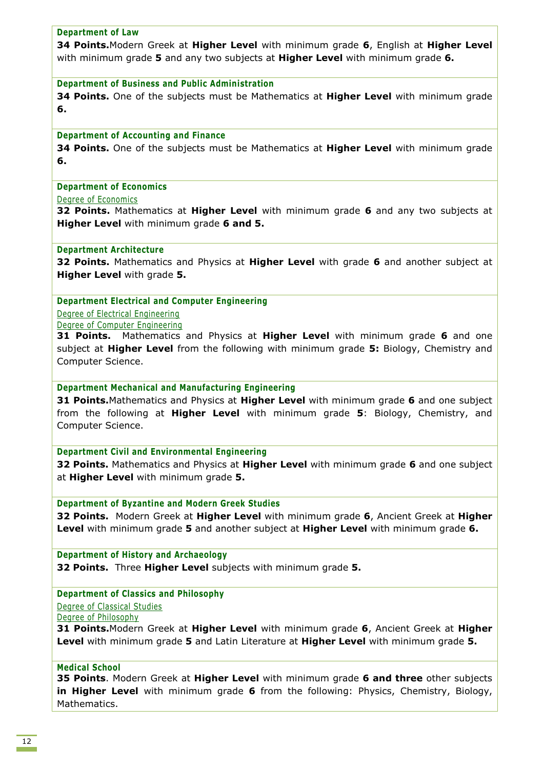### Department of Law

**34 Points.**Modern Greek at **Higher Level** with minimum grade **6**, English at **Higher Level** with minimum grade **5** and any two subjects at **Higher Level** with minimum grade **6.**

### Department of Business and Public Administration

**34 Points.** One of the subjects must be Mathematics at **Higher Level** with minimum grade **6.**

### Department of Accounting and Finance

**34 Points.** One of the subjects must be Mathematics at **Higher Level** with minimum grade **6.**

### Department of Economics

Degree of Economics

**32 Points.** Mathematics at **Higher Level** with minimum grade **6** and any two subjects at **Higher Level** with minimum grade **6 and 5.**

### Department Architecture

**32 Points.** Mathematics and Physics at **Higher Level** with grade **6** and another subject at **Higher Level** with grade **5.**

### Department Electrical and Computer Engineering

Degree of Electrical Engineering

Degree of Computer Engineering

**31 Points.** Mathematics and Physics at **Higher Level** with minimum grade **6** and one subject at **Higher Level** from the following with minimum grade **5:** Biology, Chemistry and Computer Science.

### Department Mechanical and Manufacturing Engineering

**31 Points.**Mathematics and Physics at **Higher Level** with minimum grade **6** and one subject from the following at **Higher Level** with minimum grade **5**: Biology, Chemistry, and Computer Science.

### Department Civil and Environmental Engineering

**32 Points.** Mathematics and Physics at **Higher Level** with minimum grade **6** and one subject at **Higher Level** with minimum grade **5.**

### Department of Byzantine and Modern Greek Studies

**32 Points.** Modern Greek at **Higher Level** with minimum grade **6**, Ancient Greek at **Higher Level** with minimum grade **5** and another subject at **Higher Level** with minimum grade **6.**

### Department of History and Archaeology

**32 Points.** Three **Higher Level** subjects with minimum grade **5.**

### Department of Classics and Philosophy

Degree of Classical Studies

Degree of Philosophy

**31 Points.**Modern Greek at **Higher Level** with minimum grade **6**, Ancient Greek at **Higher Level** with minimum grade **5** and Latin Literature at **Higher Level** with minimum grade **5.**

### Medical School

**35 Points**. Modern Greek at **Higher Level** with minimum grade **6 and three** other subjects **in Higher Level** with minimum grade **6** from the following: Physics, Chemistry, Biology, Mathematics.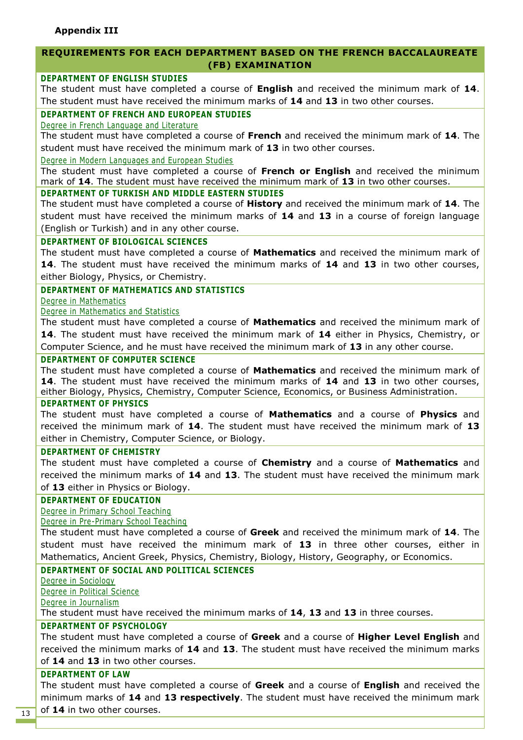**Appendix III**

## REQUIREMENTS FOR EACH DEPARTMENT BASED ON THE FRENCH BACCALAUREATE (FB) EXAMINATION

### DEPARTMENT OF ENGLISH STUDIES

The student must have completed a course of **English** and received the minimum mark of **14**. The student must have received the minimum marks of **14** and **13** in two other courses.

### DEPARTMENT OF FRENCH AND EUROPEAN STUDIES

Degree in French Language and Literature

The student must have completed a course of **French** and received the minimum mark of **14**. The student must have received the minimum mark of **13** in two other courses.

Degree in Modern Languages and European Studies

The student must have completed a course of **French or English** and received the minimum mark of **14**. The student must have received the minimum mark of **13** in two other courses.

### DEPARTMENT OF TURKISH AND MIDDLE EASTERN STUDIES

The student must have completed a course of **History** and received the minimum mark of **14**. The student must have received the minimum marks of **14** and **13** in a course of foreign language (English or Turkish) and in any other course.

### DEPARTMENT OF BIOLOGICAL SCIENCES

The student must have completed a course of **Mathematics** and received the minimum mark of **14**. The student must have received the minimum marks of **14** and **13** in two other courses, either Biology, Physics, or Chemistry.

### DEPARTMENT OF MATHEMATICS AND STATISTICS

Degree in Mathematics

Degree in Mathematics and Statistics

The student must have completed a course of **Mathematics** and received the minimum mark of **14**. The student must have received the minimum mark of **14** either in Physics, Chemistry, or Computer Science, and he must have received the minimum mark of **13** in any other course.

### DEPARTMENT OF COMPUTER SCIENCE

The student must have completed a course of **Mathematics** and received the minimum mark of **14**. The student must have received the minimum marks of **14** and **13** in two other courses, either Biology, Physics, Chemistry, Computer Science, Economics, or Business Administration.

### DEPARTMENT OF PHYSICS

The student must have completed a course of **Mathematics** and a course of **Physics** and received the minimum mark of **14**. The student must have received the minimum mark of **13** either in Chemistry, Computer Science, or Biology.

### DEPARTMENT OF CHEMISTRY

The student must have completed a course of **Chemistry** and a course of **Mathematics** and received the minimum marks of **14** and **13**. The student must have received the minimum mark of **13** either in Physics or Biology.

### DEPARTMENT OF EDUCATION

Degree in Primary School Teaching

Degree in Pre-Primary School Teaching

The student must have completed a course of **Greek** and received the minimum mark of **14**. The student must have received the minimum mark of **13** in three other courses, either in Mathematics, Ancient Greek, Physics, Chemistry, Biology, History, Geography, or Economics.

### DEPARTMENT OF SOCIAL AND POLITICAL SCIENCES

Degree in Sociology

Degree in Political Science

Degree in Journalism

The student must have received the minimum marks of **14**, **13** and **13** in three courses.

### DEPARTMENT OF PSYCHOLOGY

The student must have completed a course of **Greek** and a course of **Higher Level English** and received the minimum marks of **14** and **13**. The student must have received the minimum marks of **14** and **13** in two other courses.

### DEPARTMENT OF LAW

The student must have completed a course of **Greek** and a course of **English** and received the minimum marks of **14** and **13 respectively**. The student must have received the minimum mark of **14** in two other courses.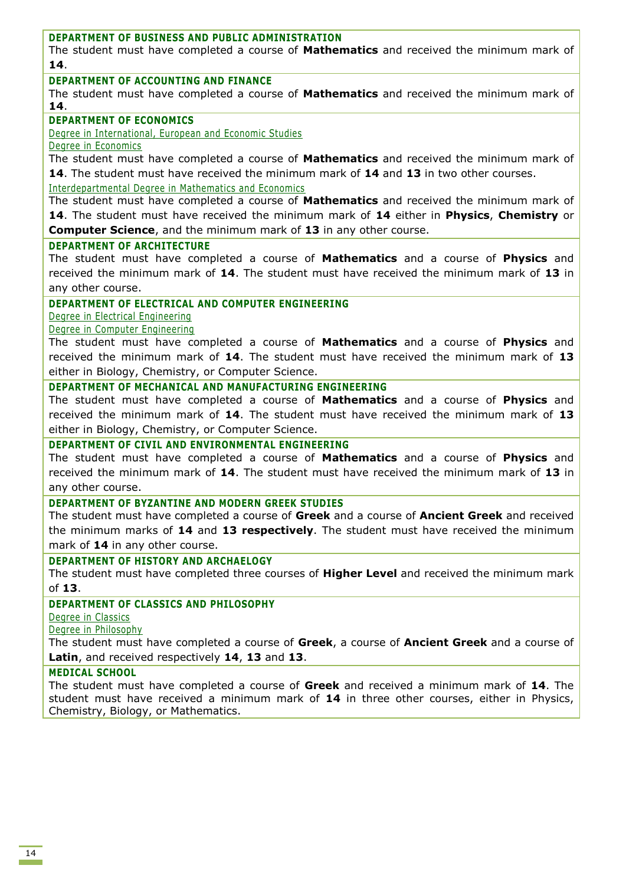### DEPARTMENT OF BUSINESS AND PUBLIC ADMINISTRATION

The student must have completed a course of **Mathematics** and received the minimum mark of **14**.

### DEPARTMENT OF ACCOUNTING AND FINANCE

The student must have completed a course of **Mathematics** and received the minimum mark of **14**.

### DEPARTMENT OF ECONOMICS

Degree in International, European and Economic Studies

Degree in Economics

The student must have completed a course of **Mathematics** and received the minimum mark of **14**. The student must have received the minimum mark of **14** and **13** in two other courses.

Interdepartmental Degree in Mathematics and Economics

The student must have completed a course of **Mathematics** and received the minimum mark of **14**. The student must have received the minimum mark of **14** either in **Physics**, **Chemistry** or **Computer Science**, and the minimum mark of **13** in any other course.

### DEPARTMENT OF ARCHITECTURE

The student must have completed a course of **Mathematics** and a course of **Physics** and received the minimum mark of **14**. The student must have received the minimum mark of **13** in any other course.

### DEPARTMENT OF ELECTRICAL AND COMPUTER ENGINEERING

Degree in Electrical Engineering

Degree in Computer Engineering

The student must have completed a course of **Mathematics** and a course of **Physics** and received the minimum mark of **14**. The student must have received the minimum mark of **13** either in Biology, Chemistry, or Computer Science.

### DEPARTMENT OF MECHANICAL AND MANUFACTURING ENGINEERING

The student must have completed a course of **Mathematics** and a course of **Physics** and received the minimum mark of **14**. The student must have received the minimum mark of **13** either in Biology, Chemistry, or Computer Science.

### DEPARTMENT OF CIVIL AND ENVIRONMENTAL ENGINEERING

The student must have completed a course of **Mathematics** and a course of **Physics** and received the minimum mark of **14**. The student must have received the minimum mark of **13** in any other course.

### DEPARTMENT OF BYZANTINE AND MODERN GREEK STUDIES

The student must have completed a course of **Greek** and a course of **Ancient Greek** and received the minimum marks of **14** and **13 respectively**. The student must have received the minimum mark of **14** in any other course.

### DEPARTMENT OF HISTORY AND ARCHAELOGY

The student must have completed three courses of **Higher Level** and received the minimum mark of **13**.

### DEPARTMENT OF CLASSICS AND PHILOSOPHY

Degree in Classics

Degree in Philosophy

The student must have completed a course of **Greek**, a course of **Ancient Greek** and a course of **Latin**, and received respectively **14**, **13** and **13**.

### MEDICAL SCHOOL

The student must have completed a course of **Greek** and received a minimum mark of **14**. The student must have received a minimum mark of **14** in three other courses, either in Physics, Chemistry, Biology, or Mathematics.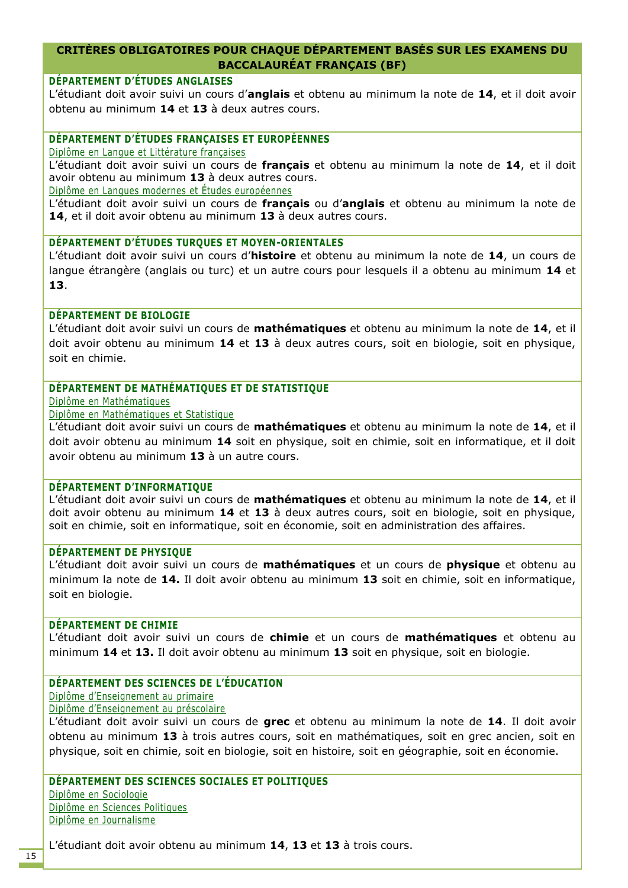## CRITÈRES OBLIGATOIRES POUR CHAQUE DÉPARTEMENT BASÉS SUR LES EXAMENS DU BACCALAURÉAT FRANÇAIS (BF)

### DÉPARTEMENT D'ÉTUDES ANGLAISES

L'étudiant doit avoir suivi un cours d'**anglais** et obtenu au minimum la note de **14**, et il doit avoir obtenu au minimum **14** et **13** à deux autres cours.

### DÉPARTEMENT D'ÉTUDES FRANÇAISES ET EUROPÉENNES

Diplôme en Langue et Littérature françaises

L'étudiant doit avoir suivi un cours de **français** et obtenu au minimum la note de **14**, et il doit avoir obtenu au minimum **13** à deux autres cours.

Diplôme en Langues modernes et Études européennes

L'étudiant doit avoir suivi un cours de **français** ou d'**anglais** et obtenu au minimum la note de **14**, et il doit avoir obtenu au minimum **13** à deux autres cours.

### DÉPARTEMENT D'ÉTUDES TURQUES ET MOYEN-ORIENTALES

L'étudiant doit avoir suivi un cours d'**histoire** et obtenu au minimum la note de **14**, un cours de langue étrangère (anglais ou turc) et un autre cours pour lesquels il a obtenu au minimum **14** et **13**.

### DÉPARTEMENT DE BIOLOGIE

L'étudiant doit avoir suivi un cours de **mathématiques** et obtenu au minimum la note de **14**, et il doit avoir obtenu au minimum **14** et **13** à deux autres cours, soit en biologie, soit en physique, soit en chimie.

### DÉPARTEMENT DE MATHÉMATIQUES ET DE STATISTIQUE

Diplôme en Mathématiques

Diplôme en Mathématiques et Statistique

L'étudiant doit avoir suivi un cours de **mathématiques** et obtenu au minimum la note de **14**, et il doit avoir obtenu au minimum **14** soit en physique, soit en chimie, soit en informatique, et il doit avoir obtenu au minimum **13** à un autre cours.

### DÉPARTEMENT D'INFORMATIQUE

L'étudiant doit avoir suivi un cours de **mathématiques** et obtenu au minimum la note de **14**, et il doit avoir obtenu au minimum **14** et **13** à deux autres cours, soit en biologie, soit en physique, soit en chimie, soit en informatique, soit en économie, soit en administration des affaires.

### DÉPARTEMENT DE PHYSIQUE

L'étudiant doit avoir suivi un cours de **mathématiques** et un cours de **physique** et obtenu au minimum la note de **14.** Il doit avoir obtenu au minimum **13** soit en chimie, soit en informatique, soit en biologie.

### DÉPARTEMENT DE CHIMIE

L'étudiant doit avoir suivi un cours de **chimie** et un cours de **mathématiques** et obtenu au minimum **14** et **13.** Il doit avoir obtenu au minimum **13** soit en physique, soit en biologie.

### DÉPARTEMENT DES SCIENCES DE L'ÉDUCATION

Diplôme d'Enseignement au primaire

Diplôme d'Enseignement au préscolaire

L'étudiant doit avoir suivi un cours de **grec** et obtenu au minimum la note de **14**. Il doit avoir obtenu au minimum **13** à trois autres cours, soit en mathématiques, soit en grec ancien, soit en physique, soit en chimie, soit en biologie, soit en histoire, soit en géographie, soit en économie.

### DÉPARTEMENT DES SCIENCES SOCIALES ET POLITIQUES

Diplôme en Sociologie

Diplôme en Sciences Politiques

Diplôme en Journalisme

L'étudiant doit avoir obtenu au minimum **14**, **13** et **13** à trois cours.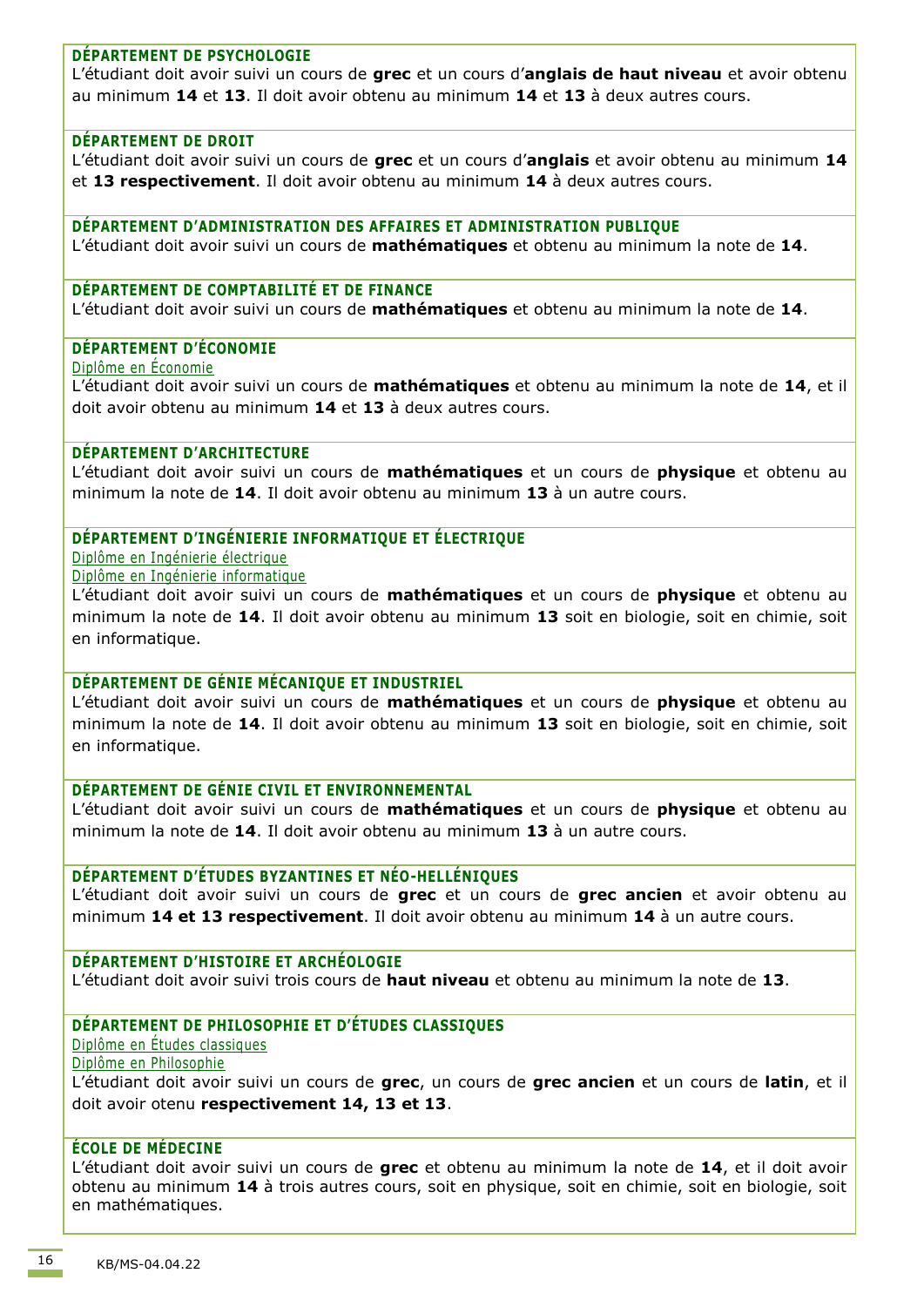### DÉPARTEMENT DE PSYCHOLOGIE

L'étudiant doit avoir suivi un cours de **grec** et un cours d'**anglais de haut niveau** et avoir obtenu au minimum **14** et **13**. Il doit avoir obtenu au minimum **14** et **13** à deux autres cours.

### DÉPARTEMENT DE DROIT

L'étudiant doit avoir suivi un cours de **grec** et un cours d'**anglais** et avoir obtenu au minimum **14** et **13 respectivement**. Il doit avoir obtenu au minimum **14** à deux autres cours.

### DÉPARTEMENT D'ADMINISTRATION DES AFFAIRES ET ADMINISTRATION PUBLIQUE

L'étudiant doit avoir suivi un cours de **mathématiques** et obtenu au minimum la note de **14**.

### DÉPARTEMENT DE COMPTABILITÉ ET DE FINANCE

L'étudiant doit avoir suivi un cours de **mathématiques** et obtenu au minimum la note de **14**.

### DÉPARTEMENT D'ÉCONOMIE

Diplôme en Économie

L'étudiant doit avoir suivi un cours de **mathématiques** et obtenu au minimum la note de **14**, et il doit avoir obtenu au minimum **14** et **13** à deux autres cours.

### DÉPARTEMENT D'ARCHITECTURE

L'étudiant doit avoir suivi un cours de **mathématiques** et un cours de **physique** et obtenu au minimum la note de **14**. Il doit avoir obtenu au minimum **13** à un autre cours.

### DÉPARTEMENT D'INGÉNIERIE INFORMATIQUE ET ÉLECTRIQUE

Diplôme en Ingénierie électrique

Diplôme en Ingénierie informatique

L'étudiant doit avoir suivi un cours de **mathématiques** et un cours de **physique** et obtenu au minimum la note de **14**. Il doit avoir obtenu au minimum **13** soit en biologie, soit en chimie, soit en informatique.

### DÉPARTEMENT DE GÉNIE MÉCANIQUE ET INDUSTRIEL

L'étudiant doit avoir suivi un cours de **mathématiques** et un cours de **physique** et obtenu au minimum la note de **14**. Il doit avoir obtenu au minimum **13** soit en biologie, soit en chimie, soit en informatique.

### DÉPARTEMENT DE GÉNIE CIVIL ET ENVIRONNEMENTAL

L'étudiant doit avoir suivi un cours de **mathématiques** et un cours de **physique** et obtenu au minimum la note de **14**. Il doit avoir obtenu au minimum **13** à un autre cours.

### DÉPARTEMENT D'ÉTUDES BYZANTINES ET NÉO-HELLÉNIQUES

L'étudiant doit avoir suivi un cours de **grec** et un cours de **grec ancien** et avoir obtenu au minimum **14 et 13 respectivement**. Il doit avoir obtenu au minimum **14** à un autre cours.

### DÉPARTEMENT D'HISTOIRE ET ARCHÉOLOGIE

L'étudiant doit avoir suivi trois cours de **haut niveau** et obtenu au minimum la note de **13**.

### DÉPARTEMENT DE PHILOSOPHIE ET D'ÉTUDES CLASSIQUES

Diplôme en Études classiques

Diplôme en Philosophie

L'étudiant doit avoir suivi un cours de **grec**, un cours de **grec ancien** et un cours de **latin**, et il doit avoir otenu **respectivement 14, 13 et 13**.

### ÉCOLE DE MÉDECINE

L'étudiant doit avoir suivi un cours de **grec** et obtenu au minimum la note de **14**, et il doit avoir obtenu au minimum **14** à trois autres cours, soit en physique, soit en chimie, soit en biologie, soit en mathématiques.

KB/MS-04.04.22